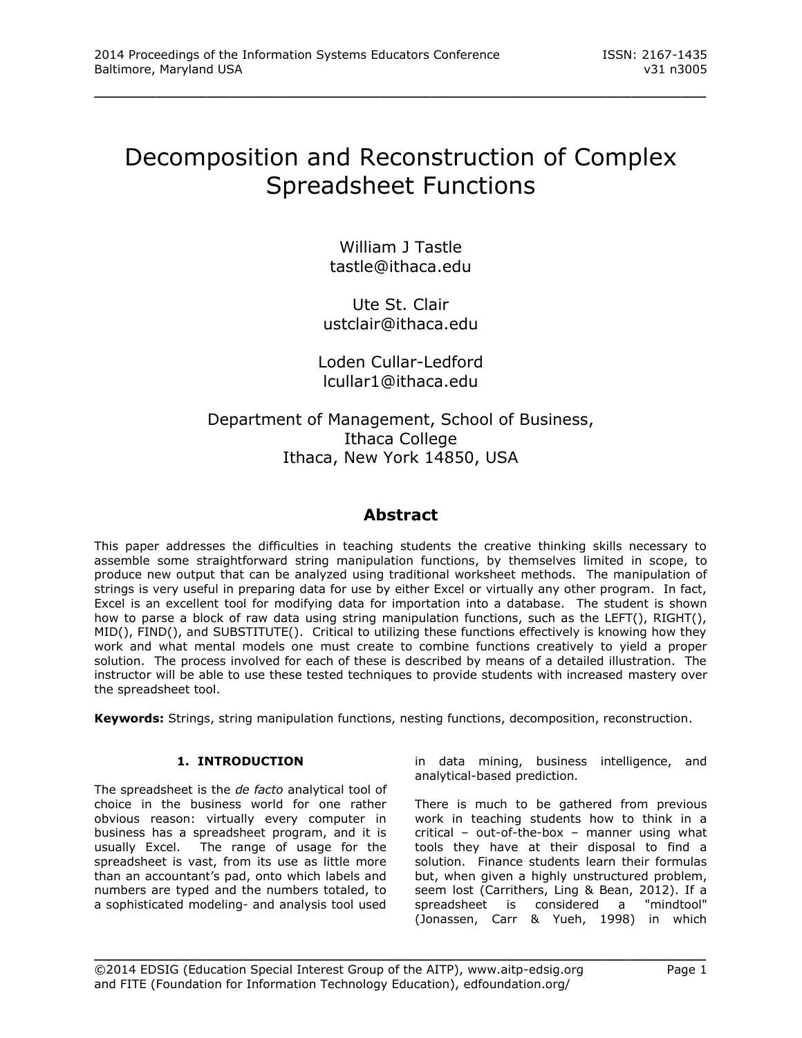# Decomposition and Reconstruction of Complex Spreadsheet Functions

William J Tastle
tastle@ithaca.edu

Ute St. Clair
ustclair@ithaca.edu

Loden Cullar-Ledford
lcullar1@ithaca.edu

Department of Management, School of Business,
Ithaca College
Ithaca, New York 14850, USA

## Abstract

This paper addresses the difficulties in teaching students the creative thinking skills necessary to assemble some straightforward string manipulation functions, by themselves limited in scope, to produce new output that can be analyzed using traditional worksheet methods. The manipulation of strings is very useful in preparing data for use by either Excel or virtually any other program. In fact, Excel is an excellent tool for modifying data for importation into a database. The student is shown how to parse a block of raw data using string manipulation functions, such as the LEFT(), RIGHT(), MID(), FIND(), and SUBSTITUTE(). Critical to utilizing these functions effectively is knowing how they work and what mental models one must create to combine functions creatively to yield a proper solution. The process involved for each of these is described by means of a detailed illustration. The instructor will be able to use these tested techniques to provide students with increased mastery over the spreadsheet tool.

**Keywords:** Strings, string manipulation functions, nesting functions, decomposition, reconstruction.

## 1. INTRODUCTION

The spreadsheet is the *de facto* analytical tool of choice in the business world for one rather obvious reason: virtually every computer in business has a spreadsheet program, and it is usually Excel. The range of usage for the spreadsheet is vast, from its use as little more than an accountant's pad, onto which labels and numbers are typed and the numbers totaled, to a sophisticated modeling- and analysis tool used in data mining, business intelligence, and analytical-based prediction.

There is much to be gathered from previous work in teaching students how to think in a critical – out-of-the-box – manner using what tools they have at their disposal to find a solution. Finance students learn their formulas but, when given a highly unstructured problem, seem lost (Carrithers, Ling & Bean, 2012). If a spreadsheet is considered a "mindtool" (Jonassen, Carr & Yueh, 1998) in which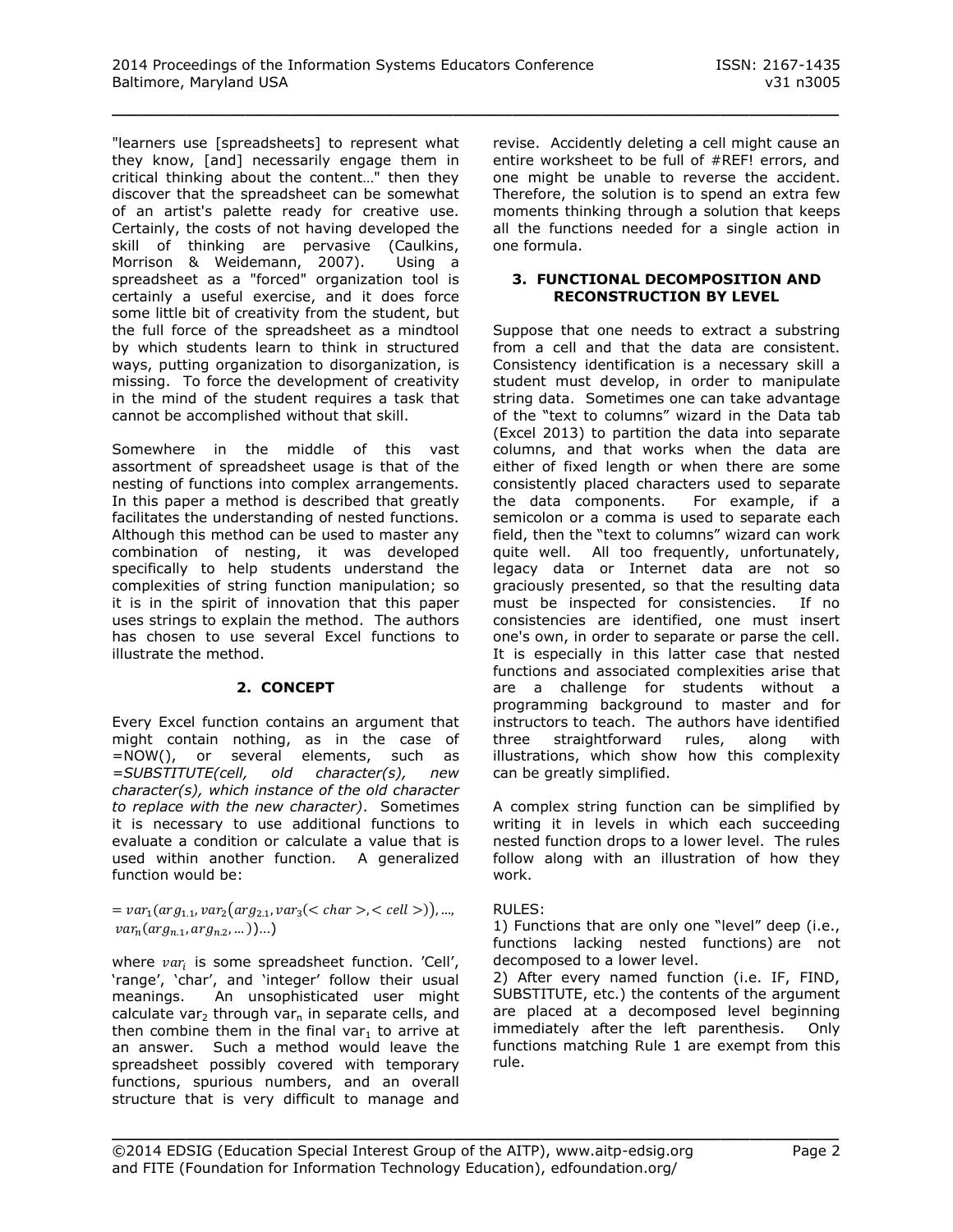"learners use [spreadsheets] to represent what they know, [and] necessarily engage them in critical thinking about the content…" then they discover that the spreadsheet can be somewhat of an artist's palette ready for creative use. Certainly, the costs of not having developed the skill of thinking are pervasive (Caulkins, Morrison & Weidemann, 2007). Using a spreadsheet as a "forced" organization tool is certainly a useful exercise, and it does force some little bit of creativity from the student, but the full force of the spreadsheet as a mindtool by which students learn to think in structured ways, putting organization to disorganization, is missing. To force the development of creativity in the mind of the student requires a task that cannot be accomplished without that skill.

Somewhere in the middle of this vast assortment of spreadsheet usage is that of the nesting of functions into complex arrangements. In this paper a method is described that greatly facilitates the understanding of nested functions. Although this method can be used to master any combination of nesting, it was developed specifically to help students understand the complexities of string function manipulation; so it is in the spirit of innovation that this paper uses strings to explain the method. The authors has chosen to use several Excel functions to illustrate the method.

## 2. CONCEPT

Every Excel function contains an argument that might contain nothing, as in the case of =NOW(), or several elements, such as *=SUBSTITUTE(cell, old character(s), new character(s), which instance of the old character to replace with the new character)*. Sometimes it is necessary to use additional functions to evaluate a condition or calculate a value that is used within another function. A generalized function would be:

$$= var_1(arg_{1.1}, var_2(arg_{2.1}, var_3(<char>, <cell>)), \ldots, var_n(arg_{n.1}, arg_{n.2}, \ldots))\ldots)$$

where $var_i$ is some spreadsheet function. 'Cell', 'range', 'char', and 'integer' follow their usual meanings. An unsophisticated user might calculate $var_2$ through $var_n$ in separate cells, and then combine them in the final $var_1$ to arrive at an answer. Such a method would leave the spreadsheet possibly covered with temporary functions, spurious numbers, and an overall structure that is very difficult to manage and revise. Accidently deleting a cell might cause an entire worksheet to be full of #REF! errors, and one might be unable to reverse the accident. Therefore, the solution is to spend an extra few moments thinking through a solution that keeps all the functions needed for a single action in one formula.

## 3. FUNCTIONAL DECOMPOSITION AND RECONSTRUCTION BY LEVEL

Suppose that one needs to extract a substring from a cell and that the data are consistent. Consistency identification is a necessary skill a student must develop, in order to manipulate string data. Sometimes one can take advantage of the "text to columns" wizard in the Data tab (Excel 2013) to partition the data into separate columns, and that works when the data are either of fixed length or when there are some consistently placed characters used to separate the data components. For example, if a semicolon or a comma is used to separate each field, then the "text to columns" wizard can work quite well. All too frequently, unfortunately, legacy data or Internet data are not so graciously presented, so that the resulting data must be inspected for consistencies. If no consistencies are identified, one must insert one's own, in order to separate or parse the cell. It is especially in this latter case that nested functions and associated complexities arise that are a challenge for students without a programming background to master and for instructors to teach. The authors have identified three straightforward rules, along with illustrations, which show how this complexity can be greatly simplified.

A complex string function can be simplified by writing it in levels in which each succeeding nested function drops to a lower level. The rules follow along with an illustration of how they work.

RULES:

1) Functions that are only one "level" deep (i.e., functions lacking nested functions) are not decomposed to a lower level.

2) After every named function (i.e. IF, FIND, SUBSTITUTE, etc.) the contents of the argument are placed at a decomposed level beginning immediately after the left parenthesis. Only functions matching Rule 1 are exempt from this rule.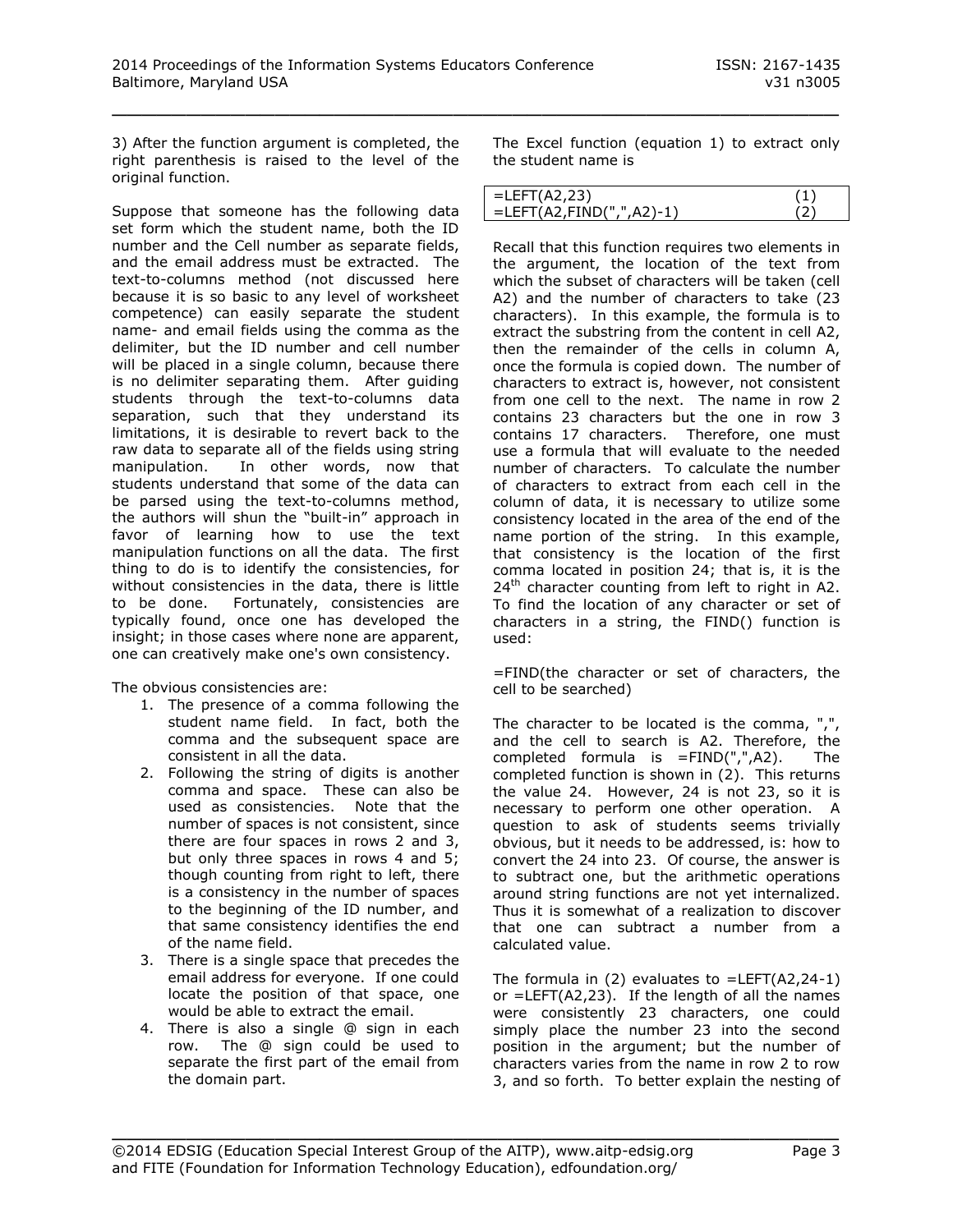3) After the function argument is completed, the right parenthesis is raised to the level of the original function.

Suppose that someone has the following data set form which the student name, both the ID number and the Cell number as separate fields, and the email address must be extracted. The text-to-columns method (not discussed here because it is so basic to any level of worksheet competence) can easily separate the student name- and email fields using the comma as the delimiter, but the ID number and cell number will be placed in a single column, because there is no delimiter separating them. After guiding students through the text-to-columns data separation, such that they understand its limitations, it is desirable to revert back to the raw data to separate all of the fields using string manipulation. In other words, now that students understand that some of the data can be parsed using the text-to-columns method, the authors will shun the "built-in" approach in favor of learning how to use the text manipulation functions on all the data. The first thing to do is to identify the consistencies, for without consistencies in the data, there is little to be done. Fortunately, consistencies are typically found, once one has developed the insight; in those cases where none are apparent, one can creatively make one's own consistency.

The obvious consistencies are:

1. The presence of a comma following the student name field. In fact, both the comma and the subsequent space are consistent in all the data.
2. Following the string of digits is another comma and space. These can also be used as consistencies. Note that the number of spaces is not consistent, since there are four spaces in rows 2 and 3, but only three spaces in rows 4 and 5; though counting from right to left, there is a consistency in the number of spaces to the beginning of the ID number, and that same consistency identifies the end of the name field.
3. There is a single space that precedes the email address for everyone. If one could locate the position of that space, one would be able to extract the email.
4. There is also a single @ sign in each row. The @ sign could be used to separate the first part of the email from the domain part.

The Excel function (equation 1) to extract only the student name is

| | |
|---|---|
| =LEFT(A2,23) | (1) |
| =LEFT(A2,FIND(",",A2)-1) | (2) |

Recall that this function requires two elements in the argument, the location of the text from which the subset of characters will be taken (cell A2) and the number of characters to take (23 characters). In this example, the formula is to extract the substring from the content in cell A2, then the remainder of the cells in column A, once the formula is copied down. The number of characters to extract is, however, not consistent from one cell to the next. The name in row 2 contains 23 characters but the one in row 3 contains 17 characters. Therefore, one must use a formula that will evaluate to the needed number of characters. To calculate the number of characters to extract from each cell in the column of data, it is necessary to utilize some consistency located in the area of the end of the name portion of the string. In this example, that consistency is the location of the first comma located in position 24; that is, it is the 24th character counting from left to right in A2. To find the location of any character or set of characters in a string, the FIND() function is used:

=FIND(the character or set of characters, the cell to be searched)

The character to be located is the comma, ",", and the cell to search is A2. Therefore, the completed formula is =FIND(",",A2). The completed function is shown in (2). This returns the value 24. However, 24 is not 23, so it is necessary to perform one other operation. A question to ask of students seems trivially obvious, but it needs to be addressed, is: how to convert the 24 into 23. Of course, the answer is to subtract one, but the arithmetic operations around string functions are not yet internalized. Thus it is somewhat of a realization to discover that one can subtract a number from a calculated value.

The formula in (2) evaluates to =LEFT(A2,24-1) or =LEFT(A2,23). If the length of all the names were consistently 23 characters, one could simply place the number 23 into the second position in the argument; but the number of characters varies from the name in row 2 to row 3, and so forth. To better explain the nesting of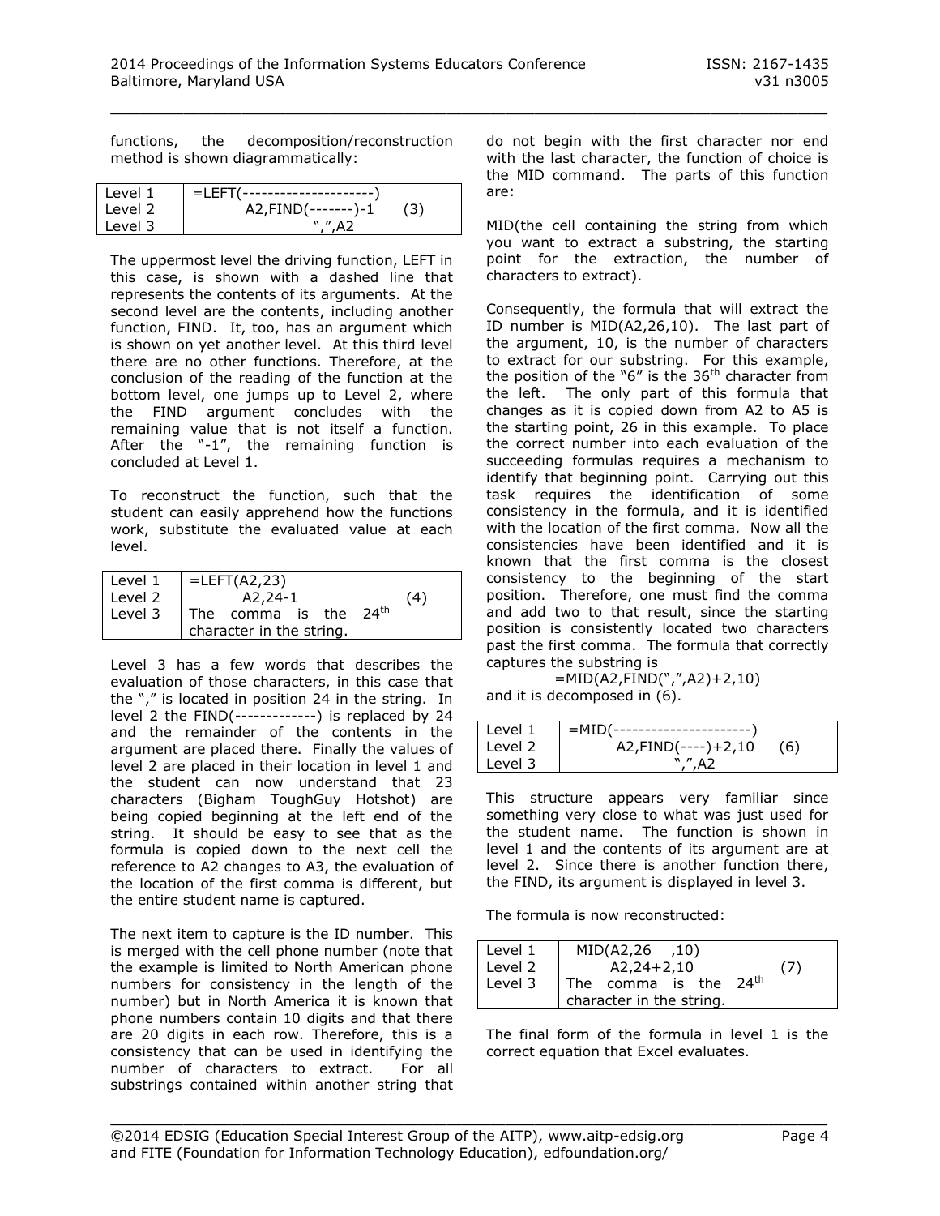functions, the decomposition/reconstruction method is shown diagrammatically:

| | | |
|---|---|---|
| Level 1 | =LEFT(---------------------) | |
| Level 2 | A2,FIND(-------)-1 | (3) |
| Level 3 | ",",A2 | |

The uppermost level the driving function, LEFT in this case, is shown with a dashed line that represents the contents of its arguments. At the second level are the contents, including another function, FIND. It, too, has an argument which is shown on yet another level. At this third level there are no other functions. Therefore, at the conclusion of the reading of the function at the bottom level, one jumps up to Level 2, where the FIND argument concludes with the remaining value that is not itself a function. After the "-1", the remaining function is concluded at Level 1.

To reconstruct the function, such that the student can easily apprehend how the functions work, substitute the evaluated value at each level.

| | | |
|---|---|---|
| Level 1 | =LEFT(A2,23) | |
| Level 2 | A2,24-1 | (4) |
| Level 3 | The comma is the 24th character in the string. | |

Level 3 has a few words that describes the evaluation of those characters, in this case that the "," is located in position 24 in the string. In level 2 the FIND(-------------) is replaced by 24 and the remainder of the contents in the argument are placed there. Finally the values of level 2 are placed in their location in level 1 and the student can now understand that 23 characters (Bigham ToughGuy Hotshot) are being copied beginning at the left end of the string. It should be easy to see that as the formula is copied down to the next cell the reference to A2 changes to A3, the evaluation of the location of the first comma is different, but the entire student name is captured.

The next item to capture is the ID number. This is merged with the cell phone number (note that the example is limited to North American phone numbers for consistency in the length of the number) but in North America it is known that phone numbers contain 10 digits and that there are 20 digits in each row. Therefore, this is a consistency that can be used in identifying the number of characters to extract. For all substrings contained within another string that do not begin with the first character nor end with the last character, the function of choice is the MID command. The parts of this function are:

MID(the cell containing the string from which you want to extract a substring, the starting point for the extraction, the number of characters to extract).

Consequently, the formula that will extract the ID number is MID(A2,26,10). The last part of the argument, 10, is the number of characters to extract for our substring. For this example, the position of the "6" is the 36th character from the left. The only part of this formula that changes as it is copied down from A2 to A5 is the starting point, 26 in this example. To place the correct number into each evaluation of the succeeding formulas requires a mechanism to identify that beginning point. Carrying out this task requires the identification of some consistency in the formula, and it is identified with the location of the first comma. Now all the consistencies have been identified and it is known that the first comma is the closest consistency to the beginning of the start position. Therefore, one must find the comma and add two to that result, since the starting position is consistently located two characters past the first comma. The formula that correctly captures the substring is

=MID(A2,FIND(",",A2)+2,10)

and it is decomposed in (6).

| | | |
|---|---|---|
| Level 1 | =MID(----------------------) | |
| Level 2 | A2,FIND(----)+2,10 | (6) |
| Level 3 | ",",A2 | |

This structure appears very familiar since something very close to what was just used for the student name. The function is shown in level 1 and the contents of its argument are at level 2. Since there is another function there, the FIND, its argument is displayed in level 3.

The formula is now reconstructed:

| | | |
|---|---|---|
| Level 1 | MID(A2,26 ,10) | |
| Level 2 | A2,24+2,10 | (7) |
| Level 3 | The comma is the 24th character in the string. | |

The final form of the formula in level 1 is the correct equation that Excel evaluates.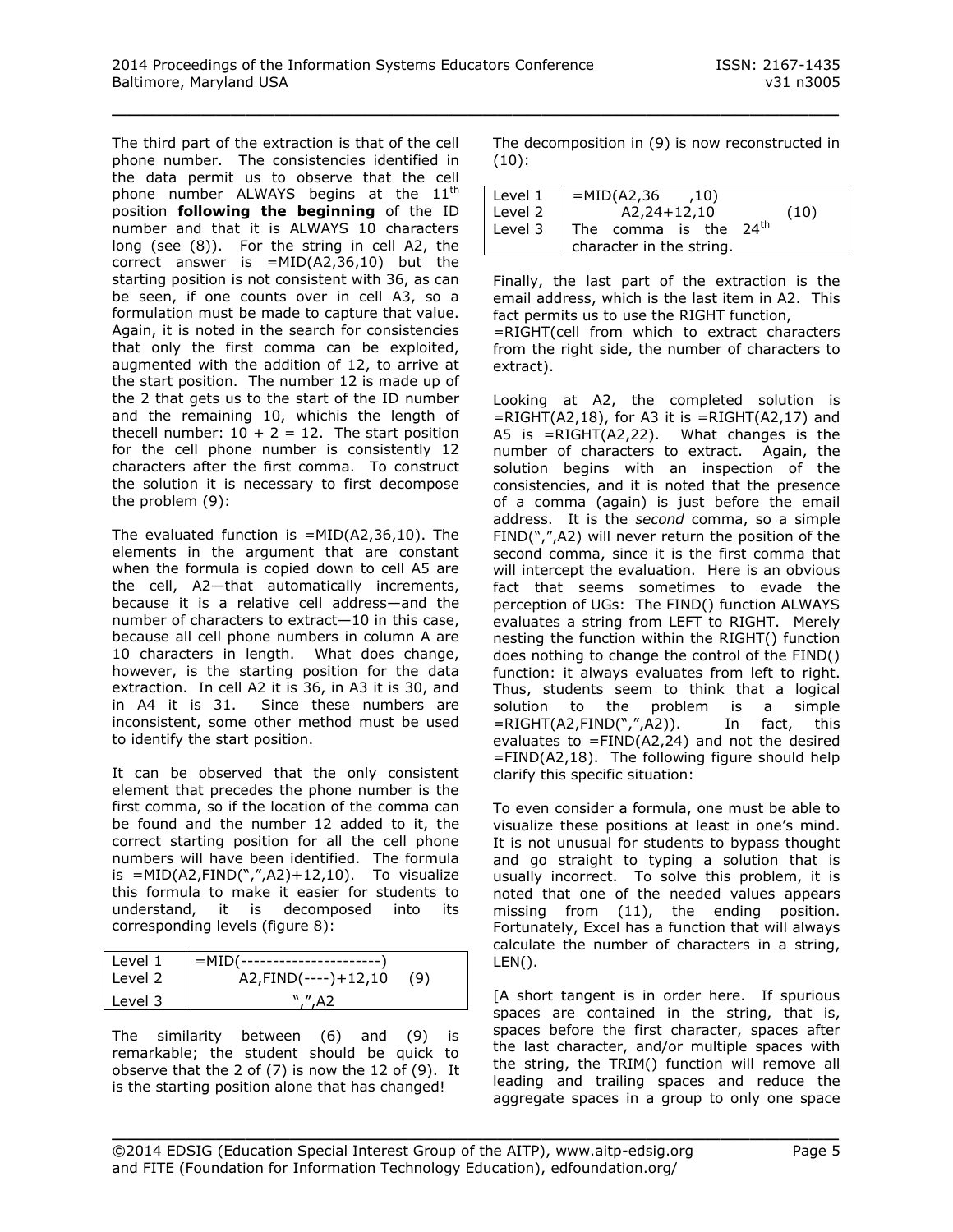The third part of the extraction is that of the cell phone number. The consistencies identified in the data permit us to observe that the cell phone number ALWAYS begins at the 11th position **following the beginning** of the ID number and that it is ALWAYS 10 characters long (see (8)). For the string in cell A2, the correct answer is =MID(A2,36,10) but the starting position is not consistent with 36, as can be seen, if one counts over in cell A3, so a formulation must be made to capture that value. Again, it is noted in the search for consistencies that only the first comma can be exploited, augmented with the addition of 12, to arrive at the start position. The number 12 is made up of the 2 that gets us to the start of the ID number and the remaining 10, whichis the length of thecell number: 10 + 2 = 12. The start position for the cell phone number is consistently 12 characters after the first comma. To construct the solution it is necessary to first decompose the problem (9):

The evaluated function is =MID(A2,36,10). The elements in the argument that are constant when the formula is copied down to cell A5 are the cell, A2—that automatically increments, because it is a relative cell address—and the number of characters to extract—10 in this case, because all cell phone numbers in column A are 10 characters in length. What does change, however, is the starting position for the data extraction. In cell A2 it is 36, in A3 it is 30, and in A4 it is 31. Since these numbers are inconsistent, some other method must be used to identify the start position.

It can be observed that the only consistent element that precedes the phone number is the first comma, so if the location of the comma can be found and the number 12 added to it, the correct starting position for all the cell phone numbers will have been identified. The formula is =MID(A2,FIND(",",A2)+12,10). To visualize this formula to make it easier for students to understand, it is decomposed into its corresponding levels (figure 8):

| Level | Formula |
|---|---|
| Level 1 | =MID(----------------------) |
| Level 2 | A2,FIND(----)+12,10 (9) |
| Level 3 | ",",A2 |

The similarity between (6) and (9) is remarkable; the student should be quick to observe that the 2 of (7) is now the 12 of (9). It is the starting position alone that has changed!

The decomposition in (9) is now reconstructed in (10):

| Level | Formula |
|---|---|
| Level 1 | =MID(A2,36 ,10) |
| Level 2 | A2,24+12,10 (10) |
| Level 3 | The comma is the 24th character in the string. |

Finally, the last part of the extraction is the email address, which is the last item in A2. This fact permits us to use the RIGHT function, =RIGHT(cell from which to extract characters from the right side, the number of characters to extract).

Looking at A2, the completed solution is =RIGHT(A2,18), for A3 it is =RIGHT(A2,17) and A5 is =RIGHT(A2,22). What changes is the number of characters to extract. Again, the solution begins with an inspection of the consistencies, and it is noted that the presence of a comma (again) is just before the email address. It is the *second* comma, so a simple FIND(",",A2) will never return the position of the second comma, since it is the first comma that will intercept the evaluation. Here is an obvious fact that seems sometimes to evade the perception of UGs: The FIND() function ALWAYS evaluates a string from LEFT to RIGHT. Merely nesting the function within the RIGHT() function does nothing to change the control of the FIND() function: it always evaluates from left to right. Thus, students seem to think that a logical solution to the problem is a simple =RIGHT(A2,FIND(",",A2)). In fact, this evaluates to =FIND(A2,24) and not the desired =FIND(A2,18). The following figure should help clarify this specific situation:

To even consider a formula, one must be able to visualize these positions at least in one's mind. It is not unusual for students to bypass thought and go straight to typing a solution that is usually incorrect. To solve this problem, it is noted that one of the needed values appears missing from (11), the ending position. Fortunately, Excel has a function that will always calculate the number of characters in a string, LEN().

[A short tangent is in order here. If spurious spaces are contained in the string, that is, spaces before the first character, spaces after the last character, and/or multiple spaces with the string, the TRIM() function will remove all leading and trailing spaces and reduce the aggregate spaces in a group to only one space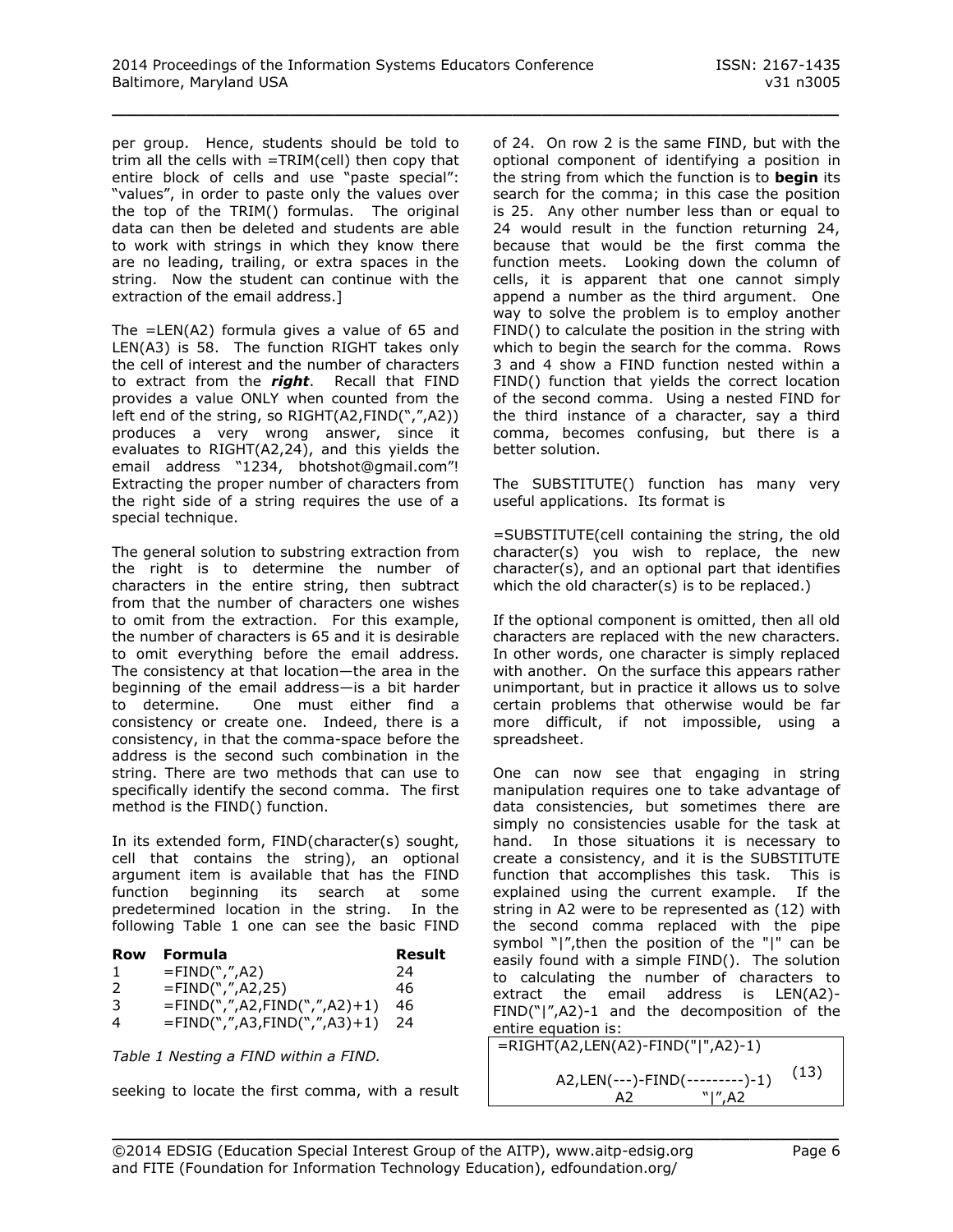per group. Hence, students should be told to trim all the cells with =TRIM(cell) then copy that entire block of cells and use "paste special": "values", in order to paste only the values over the top of the TRIM() formulas. The original data can then be deleted and students are able to work with strings in which they know there are no leading, trailing, or extra spaces in the string. Now the student can continue with the extraction of the email address.]

The =LEN(A2) formula gives a value of 65 and LEN(A3) is 58. The function RIGHT takes only the cell of interest and the number of characters to extract from the ***right***. Recall that FIND provides a value ONLY when counted from the left end of the string, so RIGHT(A2,FIND(",",A2)) produces a very wrong answer, since it evaluates to RIGHT(A2,24), and this yields the email address "1234, bhotshot@gmail.com"! Extracting the proper number of characters from the right side of a string requires the use of a special technique.

The general solution to substring extraction from the right is to determine the number of characters in the entire string, then subtract from that the number of characters one wishes to omit from the extraction. For this example, the number of characters is 65 and it is desirable to omit everything before the email address. The consistency at that location—the area in the beginning of the email address—is a bit harder to determine. One must either find a consistency or create one. Indeed, there is a consistency, in that the comma-space before the address is the second such combination in the string. There are two methods that can use to specifically identify the second comma. The first method is the FIND() function.

In its extended form, FIND(character(s) sought, cell that contains the string), an optional argument item is available that has the FIND function beginning its search at some predetermined location in the string. In the following Table 1 one can see the basic FIND

| Row | Formula | Result |
|---|---|---|
| 1 | =FIND(",",A2) | 24 |
| 2 | =FIND(",",A2,25) | 46 |
| 3 | =FIND(",",A2,FIND(",",A2)+1) | 46 |
| 4 | =FIND(",",A3,FIND(",",A3)+1) | 24 |

*Table 1 Nesting a FIND within a FIND.*

seeking to locate the first comma, with a result of 24. On row 2 is the same FIND, but with the optional component of identifying a position in the string from which the function is to **begin** its search for the comma; in this case the position is 25. Any other number less than or equal to 24 would result in the function returning 24, because that would be the first comma the function meets. Looking down the column of cells, it is apparent that one cannot simply append a number as the third argument. One way to solve the problem is to employ another FIND() to calculate the position in the string with which to begin the search for the comma. Rows 3 and 4 show a FIND function nested within a FIND() function that yields the correct location of the second comma. Using a nested FIND for the third instance of a character, say a third comma, becomes confusing, but there is a better solution.

The SUBSTITUTE() function has many very useful applications. Its format is

=SUBSTITUTE(cell containing the string, the old character(s) you wish to replace, the new character(s), and an optional part that identifies which the old character(s) is to be replaced.)

If the optional component is omitted, then all old characters are replaced with the new characters. In other words, one character is simply replaced with another. On the surface this appears rather unimportant, but in practice it allows us to solve certain problems that otherwise would be far more difficult, if not impossible, using a spreadsheet.

One can now see that engaging in string manipulation requires one to take advantage of data consistencies, but sometimes there are simply no consistencies usable for the task at hand. In those situations it is necessary to create a consistency, and it is the SUBSTITUTE function that accomplishes this task. This is explained using the current example. If the string in A2 were to be represented as (12) with the second comma replaced with the pipe symbol "|",then the position of the "|" can be easily found with a simple FIND(). The solution to calculating the number of characters to extract the email address is LEN(A2)-FIND("|",A2)-1 and the decomposition of the entire equation is:

```
=RIGHT(A2,LEN(A2)-FIND("|",A2)-1)

        A2,LEN(---)-FIND(---------)-1)     (13)
               A2            "|",A2
```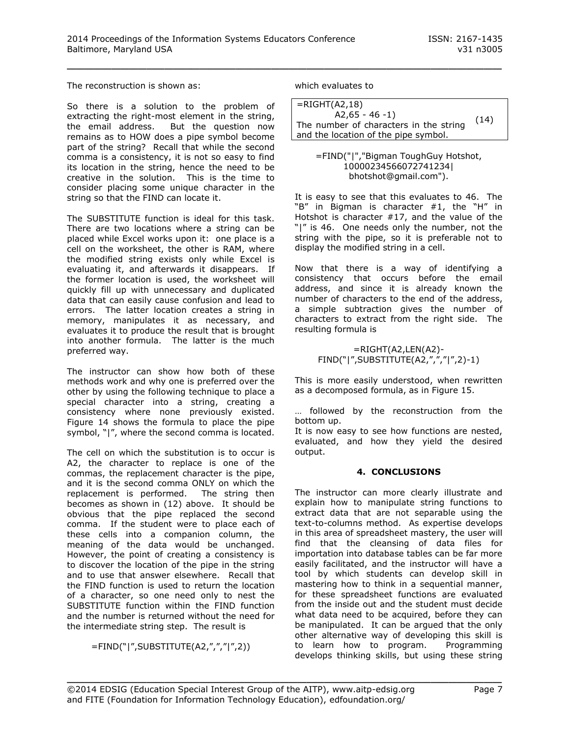The reconstruction is shown as:

So there is a solution to the problem of extracting the right-most element in the string, the email address. But the question now remains as to HOW does a pipe symbol become part of the string? Recall that while the second comma is a consistency, it is not so easy to find its location in the string, hence the need to be creative in the solution. This is the time to consider placing some unique character in the string so that the FIND can locate it.

The SUBSTITUTE function is ideal for this task. There are two locations where a string can be placed while Excel works upon it: one place is a cell on the worksheet, the other is RAM, where the modified string exists only while Excel is evaluating it, and afterwards it disappears. If the former location is used, the worksheet will quickly fill up with unnecessary and duplicated data that can easily cause confusion and lead to errors. The latter location creates a string in memory, manipulates it as necessary, and evaluates it to produce the result that is brought into another formula. The latter is the much preferred way.

The instructor can show how both of these methods work and why one is preferred over the other by using the following technique to place a special character into a string, creating a consistency where none previously existed. Figure 14 shows the formula to place the pipe symbol, "|", where the second comma is located.

The cell on which the substitution is to occur is A2, the character to replace is one of the commas, the replacement character is the pipe, and it is the second comma ONLY on which the replacement is performed. The string then becomes as shown in (12) above. It should be obvious that the pipe replaced the second comma. If the student were to place each of these cells into a companion column, the meaning of the data would be unchanged. However, the point of creating a consistency is to discover the location of the pipe in the string and to use that answer elsewhere. Recall that the FIND function is used to return the location of a character, so one need only to nest the SUBSTITUTE function within the FIND function and the number is returned without the need for the intermediate string step. The result is

=FIND("|",SUBSTITUTE(A2,",","|",2))

which evaluates to

| | |
|---|---|
| =RIGHT(A2,18)<br>A2,65 - 46 -1)<br>The number of characters in the string and the location of the pipe symbol. | (14) |

=FIND("|","Bigman ToughGuy Hotshot, 10000234566072741234| bhotshot@gmail.com").

It is easy to see that this evaluates to 46. The "B" in Bigman is character #1, the "H" in Hotshot is character #17, and the value of the "|" is 46. One needs only the number, not the string with the pipe, so it is preferable not to display the modified string in a cell.

Now that there is a way of identifying a consistency that occurs before the email address, and since it is already known the number of characters to the end of the address, a simple subtraction gives the number of characters to extract from the right side. The resulting formula is

=RIGHT(A2,LEN(A2)-FIND("|",SUBSTITUTE(A2,",","|",2)-1)

This is more easily understood, when rewritten as a decomposed formula, as in Figure 15.

… followed by the reconstruction from the bottom up.

It is now easy to see how functions are nested, evaluated, and how they yield the desired output.

## 4. CONCLUSIONS

The instructor can more clearly illustrate and explain how to manipulate string functions to extract data that are not separable using the text-to-columns method. As expertise develops in this area of spreadsheet mastery, the user will find that the cleansing of data files for importation into database tables can be far more easily facilitated, and the instructor will have a tool by which students can develop skill in mastering how to think in a sequential manner, for these spreadsheet functions are evaluated from the inside out and the student must decide what data need to be acquired, before they can be manipulated. It can be argued that the only other alternative way of developing this skill is to learn how to program. Programming develops thinking skills, but using these string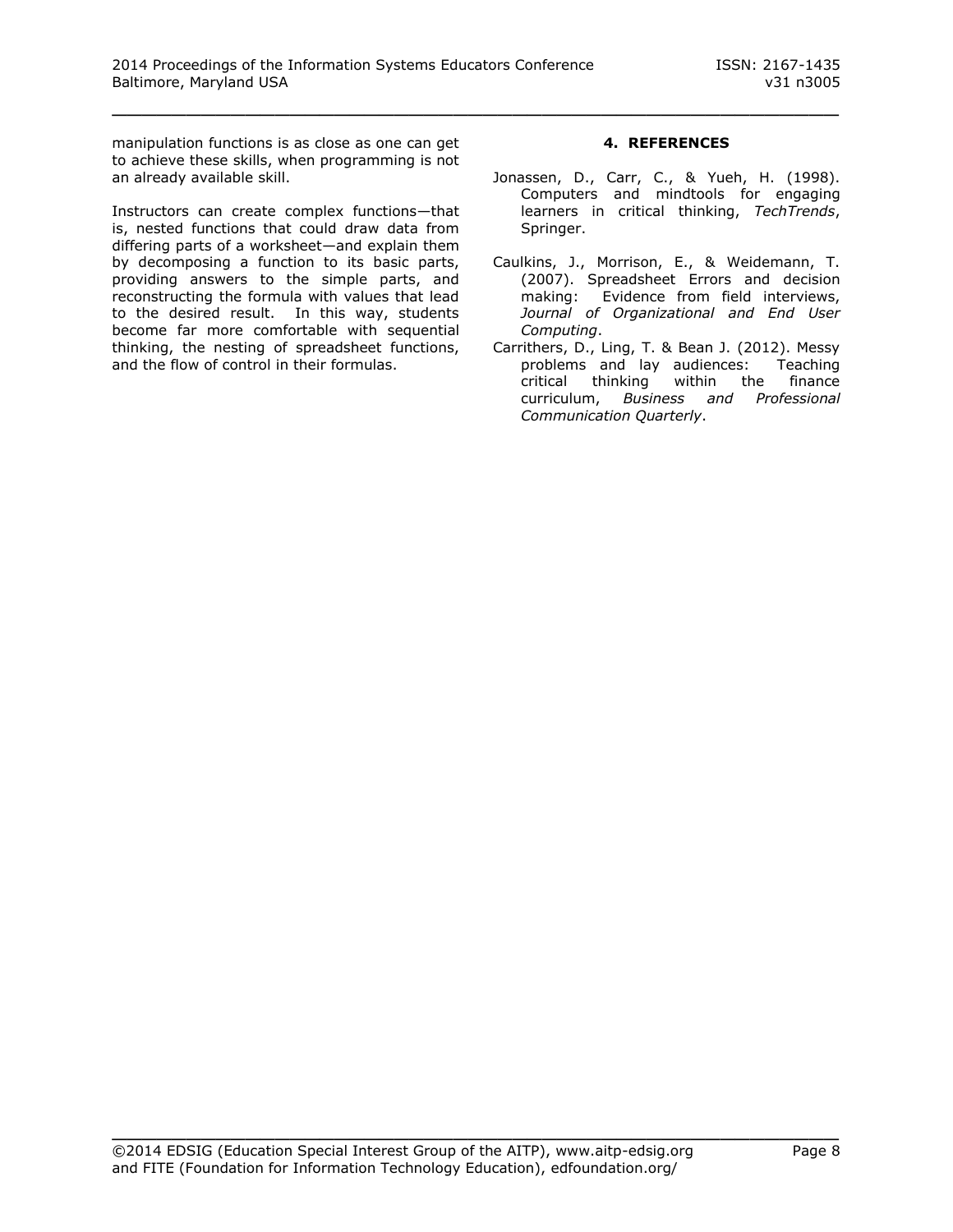manipulation functions is as close as one can get to achieve these skills, when programming is not an already available skill.

Instructors can create complex functions—that is, nested functions that could draw data from differing parts of a worksheet—and explain them by decomposing a function to its basic parts, providing answers to the simple parts, and reconstructing the formula with values that lead to the desired result. In this way, students become far more comfortable with sequential thinking, the nesting of spreadsheet functions, and the flow of control in their formulas.

## 4. REFERENCES

Jonassen, D., Carr, C., & Yueh, H. (1998). Computers and mindtools for engaging learners in critical thinking, *TechTrends*, Springer.

Caulkins, J., Morrison, E., & Weidemann, T. (2007). Spreadsheet Errors and decision making: Evidence from field interviews, *Journal of Organizational and End User Computing*.

Carrithers, D., Ling, T. & Bean J. (2012). Messy problems and lay audiences: Teaching critical thinking within the finance curriculum, *Business and Professional Communication Quarterly*.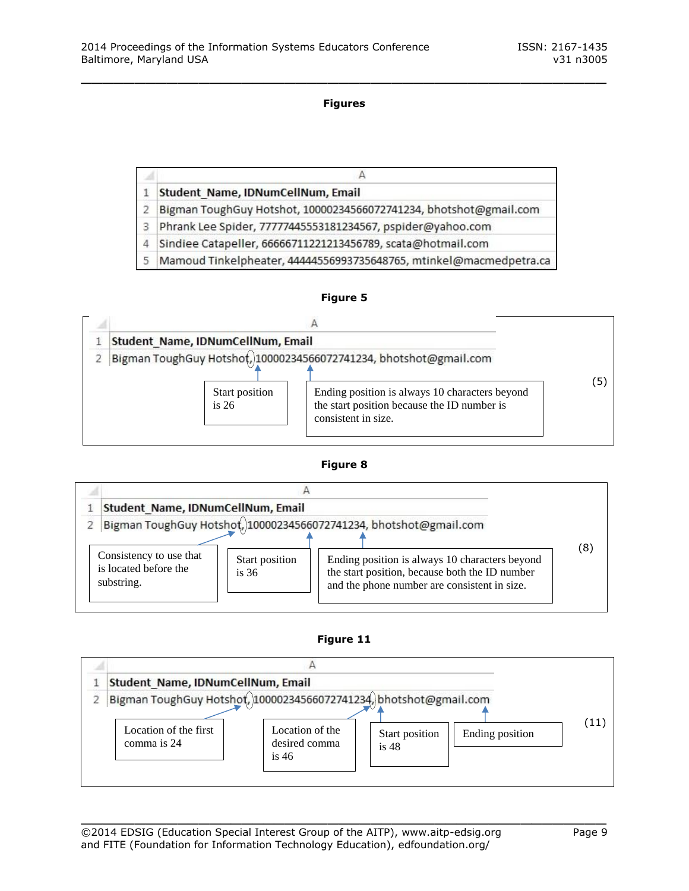**Figures**

| | A |
|---|---|
| 1 | **Student_Name, IDNumCellNum, Email** |
| 2 | Bigman ToughGuy Hotshot, 10000234566072741234, bhotshot@gmail.com |
| 3 | Phrank Lee Spider, 77777445553181234567, pspider@yahoo.com |
| 4 | Sindiee Catapeller, 66666711221213456789, scata@hotmail.com |
| 5 | Mamoud Tinkelpheater, 44444556993735648765, mtinkel@macmedpetra.ca |

**Figure 5**

| | A |
|---|---|
| 1 | **Student_Name, IDNumCellNum, Email** |
| 2 | Bigman ToughGuy Hotshot, 10000234566072741234, bhotshot@gmail.com |

Start position is 26

Ending position is always 10 characters beyond the start position because the ID number is consistent in size.

(5)

**Figure 8**

| | A |
|---|---|
| 1 | **Student_Name, IDNumCellNum, Email** |
| 2 | Bigman ToughGuy Hotshot, 10000234566072741234, bhotshot@gmail.com |

Consistency to use that is located before the substring.

Start position is 36

Ending position is always 10 characters beyond the start position, because both the ID number and the phone number are consistent in size.

(8)

**Figure 11**

| | A |
|---|---|
| 1 | **Student_Name, IDNumCellNum, Email** |
| 2 | Bigman ToughGuy Hotshot, 10000234566072741234, bhotshot@gmail.com |

Location of the first comma is 24

Location of the desired comma is 46

Start position is 48

Ending position

(11)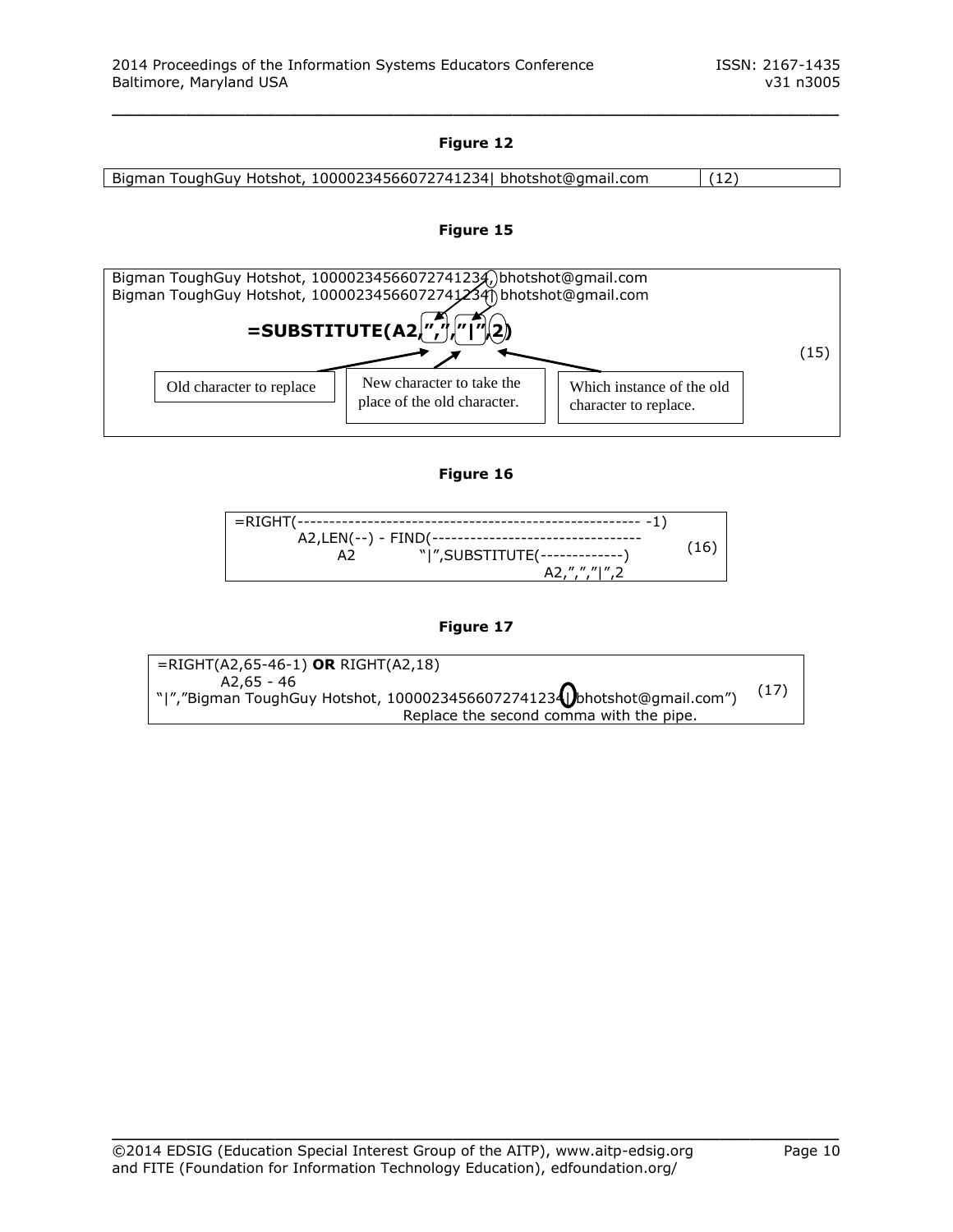**Figure 12**

| | |
|---|---|
| Bigman ToughGuy Hotshot, 10000234566072741234\| bhotshot@gmail.com | (12) |

**Figure 15**

Bigman ToughGuy Hotshot, 10000234566072741234, bhotshot@gmail.com
Bigman ToughGuy Hotshot, 10000234566072741234| bhotshot@gmail.com

**=SUBSTITUTE(A2,",","|",2)**

Old character to replace

New character to take the place of the old character.

Which instance of the old character to replace.

(15)

**Figure 16**

```
=RIGHT(----------------------------------------------------- -1)
          A2,LEN(--) - FIND---------------------------------
                A2           "|",SUBSTITUTE(-------------)
                                            A2,",","|",2
```

(16)

**Figure 17**

=RIGHT(A2,65-46-1) **OR** RIGHT(A2,18)
A2,65 - 46
"|","Bigman ToughGuy Hotshot, 10000234566072741234| bhotshot@gmail.com")
Replace the second comma with the pipe.

(17)